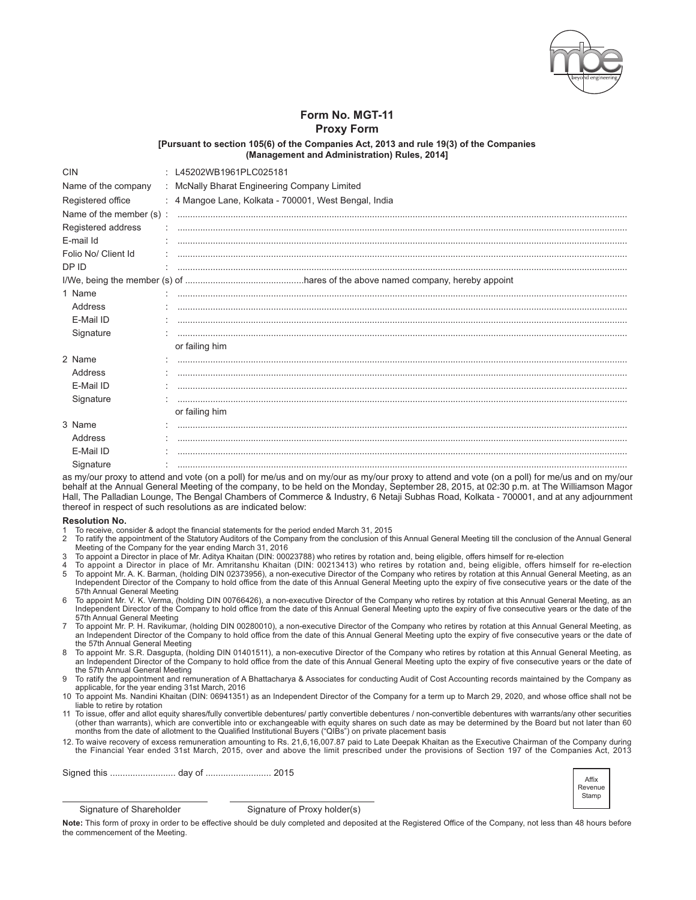# Form No. MGT-11
## Proxy Form

**[Pursuant to section 105(6) of the Companies Act, 2013 and rule 19(3) of the Companies (Management and Administration) Rules, 2014]**

| | | |
|---|---|---|
| CIN | : | L45202WB1961PLC025181 |
| Name of the company | : | McNally Bharat Engineering Company Limited |
| Registered office | : | 4 Mangoe Lane, Kolkata - 700001, West Bengal, India |
| Name of the member (s) | : | .................................................................................................................................................... |
| Registered address | : | .................................................................................................................................................... |
| E-mail Id | : | .................................................................................................................................................... |
| Folio No/ Client Id | : | .................................................................................................................................................... |
| DP ID | : | .................................................................................................................................................... |

I/We, being the member (s) of ..............................................hares of the above named company, hereby appoint

| | | |
|---|---|---|
| 1 Name | : | .................................................................................................................................................... |
| Address | : | .................................................................................................................................................... |
| E-Mail ID | : | .................................................................................................................................................... |
| Signature | : | .................................................................................................................................................... |
| | | or failing him |
| 2 Name | : | .................................................................................................................................................... |
| Address | : | .................................................................................................................................................... |
| E-Mail ID | : | .................................................................................................................................................... |
| Signature | : | .................................................................................................................................................... |
| | | or failing him |
| 3 Name | : | .................................................................................................................................................... |
| Address | : | .................................................................................................................................................... |
| E-Mail ID | : | .................................................................................................................................................... |
| Signature | : | .................................................................................................................................................... |

as my/our proxy to attend and vote (on a poll) for me/us and on my/our as my/our proxy to attend and vote (on a poll) for me/us and on my/our behalf at the Annual General Meeting of the company, to be held on the Monday, September 28, 2015, at 02:30 p.m. at The Williamson Magor Hall, The Palladian Lounge, The Bengal Chambers of Commerce & Industry, 6 Netaji Subhas Road, Kolkata - 700001, and at any adjournment thereof in respect of such resolutions as are indicated below:

**Resolution No.**

1. To receive, consider & adopt the financial statements for the period ended March 31, 2015
2. To ratify the appointment of the Statutory Auditors of the Company from the conclusion of this Annual General Meeting till the conclusion of the Annual General Meeting of the Company for the year ending March 31, 2016
3. To appoint a Director in place of Mr. Aditya Khaitan (DIN: 00023788) who retires by rotation and, being eligible, offers himself for re-election
4. To appoint a Director in place of Mr. Amritanshu Khaitan (DIN: 00213413) who retires by rotation and, being eligible, offers himself for re-election
5. To appoint Mr. A. K. Barman, (holding DIN 02373956), a non-executive Director of the Company who retires by rotation at this Annual General Meeting, as an Independent Director of the Company to hold office from the date of this Annual General Meeting upto the expiry of five consecutive years or the date of the 57th Annual General Meeting
6. To appoint Mr. V. K. Verma, (holding DIN 00766426), a non-executive Director of the Company who retires by rotation at this Annual General Meeting, as an Independent Director of the Company to hold office from the date of this Annual General Meeting upto the expiry of five consecutive years or the date of the 57th Annual General Meeting
7. To appoint Mr. P. H. Ravikumar, (holding DIN 00280010), a non-executive Director of the Company who retires by rotation at this Annual General Meeting, as an Independent Director of the Company to hold office from the date of this Annual General Meeting upto the expiry of five consecutive years or the date of the 57th Annual General Meeting
8. To appoint Mr. S.R. Dasgupta, (holding DIN 01401511), a non-executive Director of the Company who retires by rotation at this Annual General Meeting, as an Independent Director of the Company to hold office from the date of this Annual General Meeting upto the expiry of five consecutive years or the date of the 57th Annual General Meeting
9. To ratify the appointment and remuneration of A Bhattacharya & Associates for conducting Audit of Cost Accounting records maintained by the Company as applicable, for the year ending 31st March, 2016
10. To appoint Ms. Nandini Khaitan (DIN: 06941351) as an Independent Director of the Company for a term up to March 29, 2020, and whose office shall not be liable to retire by rotation
11. To issue, offer and allot equity shares/fully convertible debentures/ partly convertible debentures / non-convertible debentures with warrants/any other securities (other than warrants), which are convertible into or exchangeable with equity shares on such date as may be determined by the Board but not later than 60 months from the date of allotment to the Qualified Institutional Buyers ("QIBs") on private placement basis
12. To waive recovery of excess remuneration amounting to Rs. 21,6,16,007.87 paid to Late Deepak Khaitan as the Executive Chairman of the Company during the Financial Year ended 31st March, 2015, over and above the limit prescribed under the provisions of Section 197 of the Companies Act, 2013

Signed this .......................... day of .......................... 2015

Affix Revenue Stamp

Signature of Shareholder　　　　Signature of Proxy holder(s)

**Note:** This form of proxy in order to be effective should be duly completed and deposited at the Registered Office of the Company, not less than 48 hours before the commencement of the Meeting.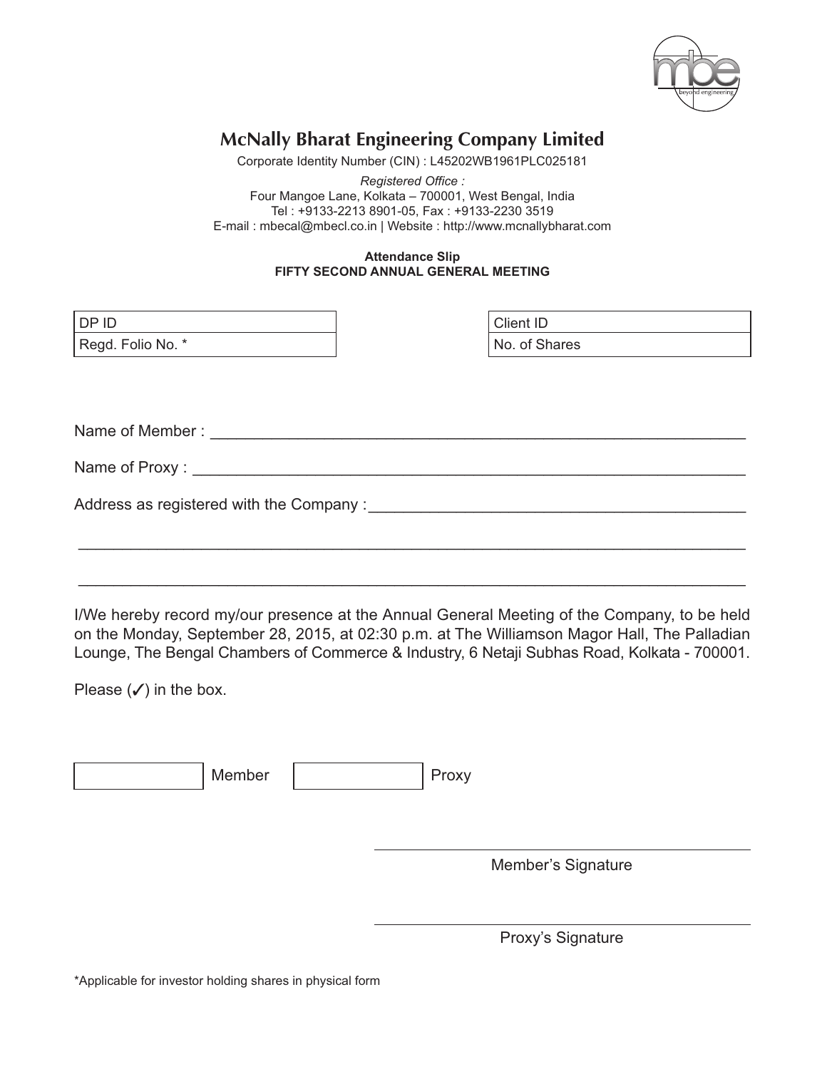# McNally Bharat Engineering Company Limited

Corporate Identity Number (CIN) : L45202WB1961PLC025181

*Registered Office :*
Four Mangoe Lane, Kolkata – 700001, West Bengal, India
Tel : +9133-2213 8901-05, Fax : +9133-2230 3519
E-mail : mbecal@mbecl.co.in | Website : http://www.mcnallybharat.com

**Attendance Slip**
**FIFTY SECOND ANNUAL GENERAL MEETING**

| | |
|---|---|
| DP ID | Client ID |
| Regd. Folio No. * | No. of Shares |

Name of Member : ______________________________________________

Name of Proxy : ______________________________________________

Address as registered with the Company :______________________________

______________________________________________

______________________________________________

I/We hereby record my/our presence at the Annual General Meeting of the Company, to be held on the Monday, September 28, 2015, at 02:30 p.m. at The Williamson Magor Hall, The Palladian Lounge, The Bengal Chambers of Commerce & Industry, 6 Netaji Subhas Road, Kolkata - 700001.

Please (✓) in the box.

☐ Member ☐ Proxy

______________________________
Member's Signature

______________________________
Proxy's Signature

*Applicable for investor holding shares in physical form